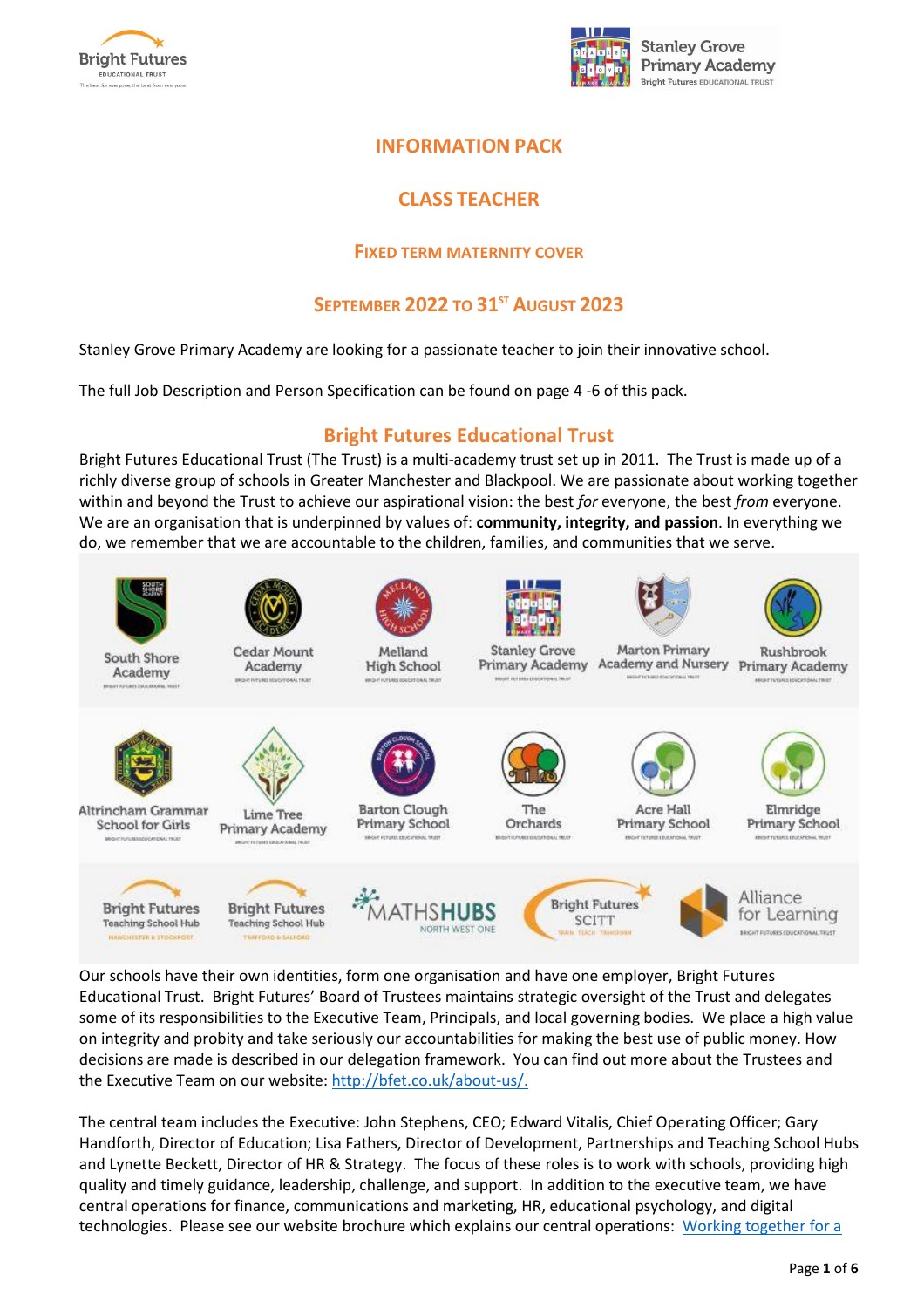# INFORMATION PACK

## CLASS TEACHER

### FIXED TERM MATERNITY COVER

### SEPTEMBER 2022 TO 31ST AUGUST 2023

Stanley Grove Primary Academy are looking for a passionate teacher to join their innovative school.

The full Job Description and Person Specification can be found on page 4 -6 of this pack.

## Bright Futures Educational Trust

Bright Futures Educational Trust (The Trust) is a multi-academy trust set up in 2011. The Trust is made up of a richly diverse group of schools in Greater Manchester and Blackpool. We are passionate about working together within and beyond the Trust to achieve our aspirational vision: the best *for* everyone, the best *from* everyone. We are an organisation that is underpinned by values of: **community, integrity, and passion**. In everything we do, we remember that we are accountable to the children, families, and communities that we serve.

South Shore Academy | Cedar Mount Academy | Melland High School | Stanley Grove Primary Academy | Marton Primary Academy and Nursery | Rushbrook Primary Academy | Altrincham Grammar School for Girls | Lime Tree Primary Academy | Barton Clough Primary School | The Orchards | Acre Hall Primary School | Elmridge Primary School | Bright Futures Teaching School Hub (Manchester & Stockport) | Bright Futures Teaching School Hub (Trafford & Salford) | Maths Hubs North West One | Bright Futures SCITT | Alliance for Learning

Our schools have their own identities, form one organisation and have one employer, Bright Futures Educational Trust. Bright Futures' Board of Trustees maintains strategic oversight of the Trust and delegates some of its responsibilities to the Executive Team, Principals, and local governing bodies. We place a high value on integrity and probity and take seriously our accountabilities for making the best use of public money. How decisions are made is described in our delegation framework. You can find out more about the Trustees and the Executive Team on our website: http://bfet.co.uk/about-us/.

The central team includes the Executive: John Stephens, CEO; Edward Vitalis, Chief Operating Officer; Gary Handforth, Director of Education; Lisa Fathers, Director of Development, Partnerships and Teaching School Hubs and Lynette Beckett, Director of HR & Strategy. The focus of these roles is to work with schools, providing high quality and timely guidance, leadership, challenge, and support. In addition to the executive team, we have central operations for finance, communications and marketing, HR, educational psychology, and digital technologies. Please see our website brochure which explains our central operations: Working together for a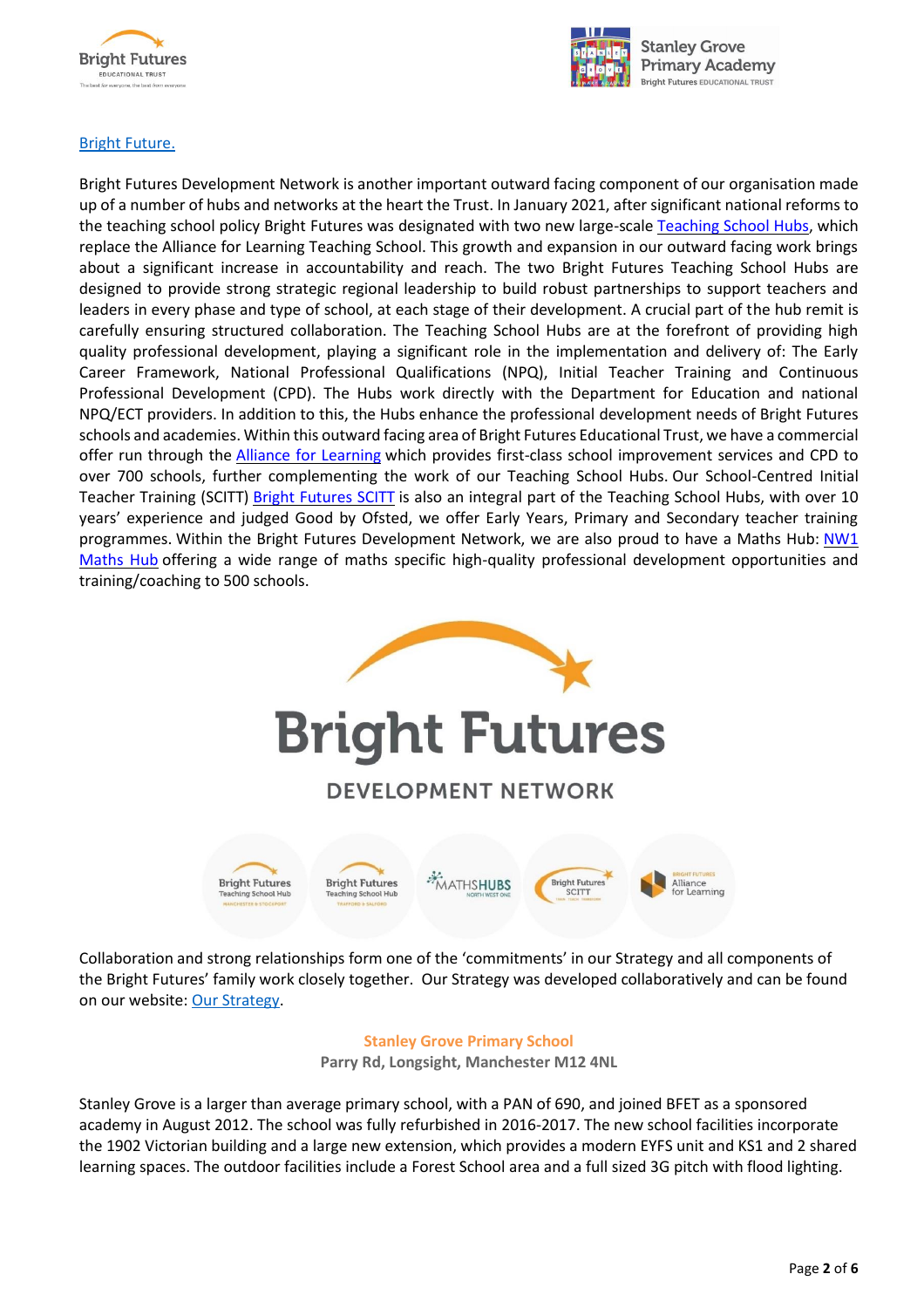[Bright Future.]

Bright Futures Development Network is another important outward facing component of our organisation made up of a number of hubs and networks at the heart the Trust. In January 2021, after significant national reforms to the teaching school policy Bright Futures was designated with two new large-scale Teaching School Hubs, which replace the Alliance for Learning Teaching School. This growth and expansion in our outward facing work brings about a significant increase in accountability and reach. The two Bright Futures Teaching School Hubs are designed to provide strong strategic regional leadership to build robust partnerships to support teachers and leaders in every phase and type of school, at each stage of their development. A crucial part of the hub remit is carefully ensuring structured collaboration. The Teaching School Hubs are at the forefront of providing high quality professional development, playing a significant role in the implementation and delivery of: The Early Career Framework, National Professional Qualifications (NPQ), Initial Teacher Training and Continuous Professional Development (CPD). The Hubs work directly with the Department for Education and national NPQ/ECT providers. In addition to this, the Hubs enhance the professional development needs of Bright Futures schools and academies. Within this outward facing area of Bright Futures Educational Trust, we have a commercial offer run through the Alliance for Learning which provides first-class school improvement services and CPD to over 700 schools, further complementing the work of our Teaching School Hubs. Our School-Centred Initial Teacher Training (SCITT) Bright Futures SCITT is also an integral part of the Teaching School Hubs, with over 10 years' experience and judged Good by Ofsted, we offer Early Years, Primary and Secondary teacher training programmes. Within the Bright Futures Development Network, we are also proud to have a Maths Hub: NW1 Maths Hub offering a wide range of maths specific high-quality professional development opportunities and training/coaching to 500 schools.

Collaboration and strong relationships form one of the 'commitments' in our Strategy and all components of the Bright Futures' family work closely together. Our Strategy was developed collaboratively and can be found on our website: Our Strategy.

## Stanley Grove Primary School

**Parry Rd, Longsight, Manchester M12 4NL**

Stanley Grove is a larger than average primary school, with a PAN of 690, and joined BFET as a sponsored academy in August 2012. The school was fully refurbished in 2016-2017. The new school facilities incorporate the 1902 Victorian building and a large new extension, which provides a modern EYFS unit and KS1 and 2 shared learning spaces. The outdoor facilities include a Forest School area and a full sized 3G pitch with flood lighting.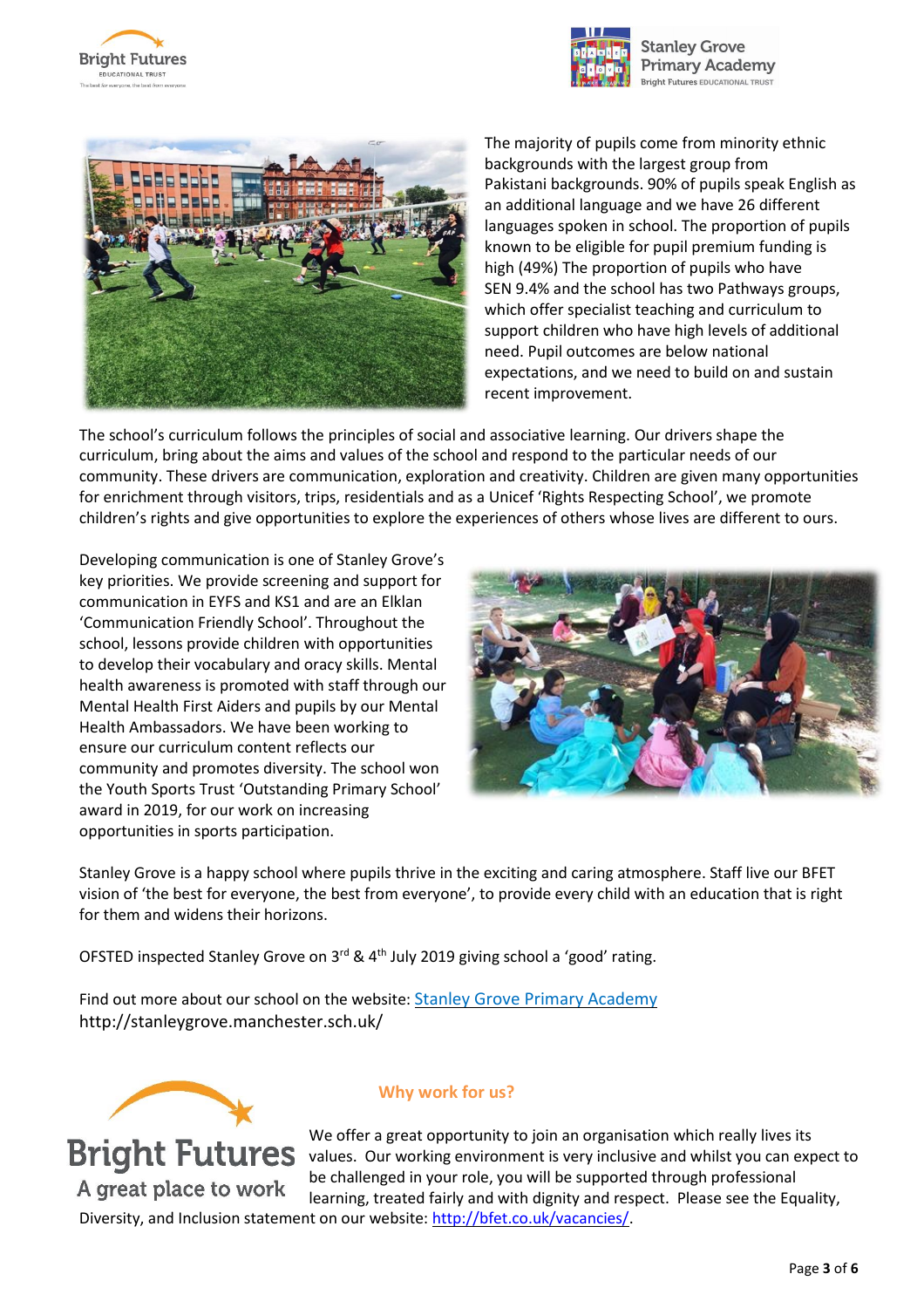The majority of pupils come from minority ethnic backgrounds with the largest group from Pakistani backgrounds. 90% of pupils speak English as an additional language and we have 26 different languages spoken in school. The proportion of pupils known to be eligible for pupil premium funding is high (49%) The proportion of pupils who have SEN 9.4% and the school has two Pathways groups, which offer specialist teaching and curriculum to support children who have high levels of additional need. Pupil outcomes are below national expectations, and we need to build on and sustain recent improvement.

The school's curriculum follows the principles of social and associative learning. Our drivers shape the curriculum, bring about the aims and values of the school and respond to the particular needs of our community. These drivers are communication, exploration and creativity. Children are given many opportunities for enrichment through visitors, trips, residentials and as a Unicef 'Rights Respecting School', we promote children's rights and give opportunities to explore the experiences of others whose lives are different to ours.

Developing communication is one of Stanley Grove's key priorities. We provide screening and support for communication in EYFS and KS1 and are an Elklan 'Communication Friendly School'. Throughout the school, lessons provide children with opportunities to develop their vocabulary and oracy skills. Mental health awareness is promoted with staff through our Mental Health First Aiders and pupils by our Mental Health Ambassadors. We have been working to ensure our curriculum content reflects our community and promotes diversity. The school won the Youth Sports Trust 'Outstanding Primary School' award in 2019, for our work on increasing opportunities in sports participation.

Stanley Grove is a happy school where pupils thrive in the exciting and caring atmosphere. Staff live our BFET vision of 'the best for everyone, the best from everyone', to provide every child with an education that is right for them and widens their horizons.

OFSTED inspected Stanley Grove on 3rd & 4th July 2019 giving school a 'good' rating.

Find out more about our school on the website: [Stanley Grove Primary Academy](http://stanleygrove.manchester.sch.uk/)
http://stanleygrove.manchester.sch.uk/

Bright Futures
A great place to work

### Why work for us?

We offer a great opportunity to join an organisation which really lives its values. Our working environment is very inclusive and whilst you can expect to be challenged in your role, you will be supported through professional learning, treated fairly and with dignity and respect. Please see the Equality, Diversity, and Inclusion statement on our website: http://bfet.co.uk/vacancies/.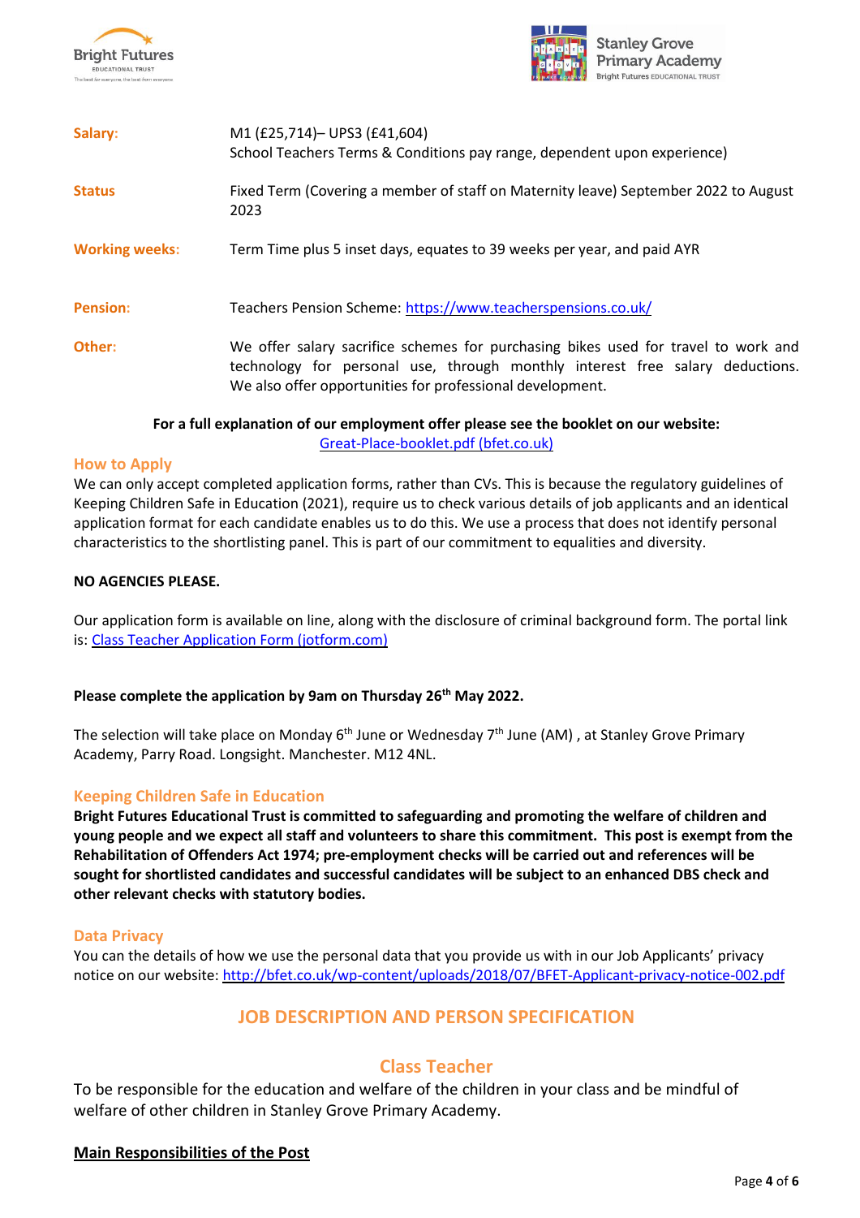| | |
|---|---|
| **Salary:** | M1 (£25,714)– UPS3 (£41,604)<br>School Teachers Terms & Conditions pay range, dependent upon experience) |
| **Status** | Fixed Term (Covering a member of staff on Maternity leave) September 2022 to August 2023 |
| **Working weeks:** | Term Time plus 5 inset days, equates to 39 weeks per year, and paid AYR |
| **Pension:** | Teachers Pension Scheme: [https://www.teacherspensions.co.uk/](https://www.teacherspensions.co.uk/) |
| **Other:** | We offer salary sacrifice schemes for purchasing bikes used for travel to work and technology for personal use, through monthly interest free salary deductions. We also offer opportunities for professional development. |

**For a full explanation of our employment offer please see the booklet on our website:**
Great-Place-booklet.pdf (bfet.co.uk)

## How to Apply

We can only accept completed application forms, rather than CVs. This is because the regulatory guidelines of Keeping Children Safe in Education (2021), require us to check various details of job applicants and an identical application format for each candidate enables us to do this. We use a process that does not identify personal characteristics to the shortlisting panel. This is part of our commitment to equalities and diversity.

**NO AGENCIES PLEASE.**

Our application form is available on line, along with the disclosure of criminal background form. The portal link is: Class Teacher Application Form (jotform.com)

**Please complete the application by 9am on Thursday 26th May 2022.**

The selection will take place on Monday 6th June or Wednesday 7th June (AM) , at Stanley Grove Primary Academy, Parry Road. Longsight. Manchester. M12 4NL.

## Keeping Children Safe in Education

**Bright Futures Educational Trust is committed to safeguarding and promoting the welfare of children and young people and we expect all staff and volunteers to share this commitment. This post is exempt from the Rehabilitation of Offenders Act 1974; pre-employment checks will be carried out and references will be sought for shortlisted candidates and successful candidates will be subject to an enhanced DBS check and other relevant checks with statutory bodies.**

## Data Privacy

You can the details of how we use the personal data that you provide us with in our Job Applicants' privacy notice on our website: [http://bfet.co.uk/wp-content/uploads/2018/07/BFET-Applicant-privacy-notice-002.pdf](http://bfet.co.uk/wp-content/uploads/2018/07/BFET-Applicant-privacy-notice-002.pdf)

# JOB DESCRIPTION AND PERSON SPECIFICATION

## Class Teacher

To be responsible for the education and welfare of the children in your class and be mindful of welfare of other children in Stanley Grove Primary Academy.

**Main Responsibilities of the Post**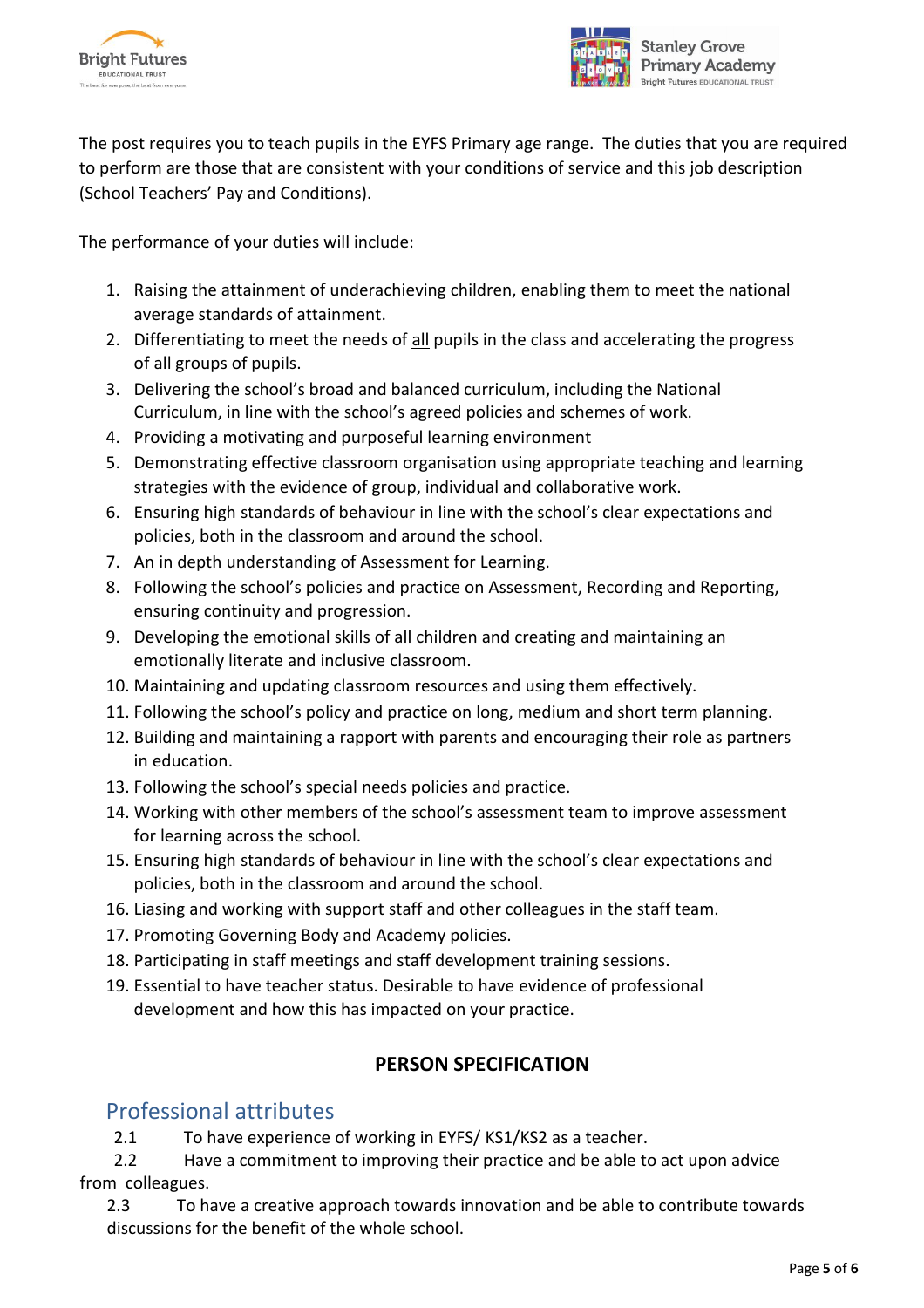The post requires you to teach pupils in the EYFS Primary age range. The duties that you are required to perform are those that are consistent with your conditions of service and this job description (School Teachers' Pay and Conditions).

The performance of your duties will include:

1. Raising the attainment of underachieving children, enabling them to meet the national average standards of attainment.
2. Differentiating to meet the needs of <u>all</u> pupils in the class and accelerating the progress of all groups of pupils.
3. Delivering the school's broad and balanced curriculum, including the National Curriculum, in line with the school's agreed policies and schemes of work.
4. Providing a motivating and purposeful learning environment
5. Demonstrating effective classroom organisation using appropriate teaching and learning strategies with the evidence of group, individual and collaborative work.
6. Ensuring high standards of behaviour in line with the school's clear expectations and policies, both in the classroom and around the school.
7. An in depth understanding of Assessment for Learning.
8. Following the school's policies and practice on Assessment, Recording and Reporting, ensuring continuity and progression.
9. Developing the emotional skills of all children and creating and maintaining an emotionally literate and inclusive classroom.
10. Maintaining and updating classroom resources and using them effectively.
11. Following the school's policy and practice on long, medium and short term planning.
12. Building and maintaining a rapport with parents and encouraging their role as partners in education.
13. Following the school's special needs policies and practice.
14. Working with other members of the school's assessment team to improve assessment for learning across the school.
15. Ensuring high standards of behaviour in line with the school's clear expectations and policies, both in the classroom and around the school.
16. Liasing and working with support staff and other colleagues in the staff team.
17. Promoting Governing Body and Academy policies.
18. Participating in staff meetings and staff development training sessions.
19. Essential to have teacher status. Desirable to have evidence of professional development and how this has impacted on your practice.

## PERSON SPECIFICATION

### Professional attributes

2.1 To have experience of working in EYFS/ KS1/KS2 as a teacher.

2.2 Have a commitment to improving their practice and be able to act upon advice from colleagues.

2.3 To have a creative approach towards innovation and be able to contribute towards discussions for the benefit of the whole school.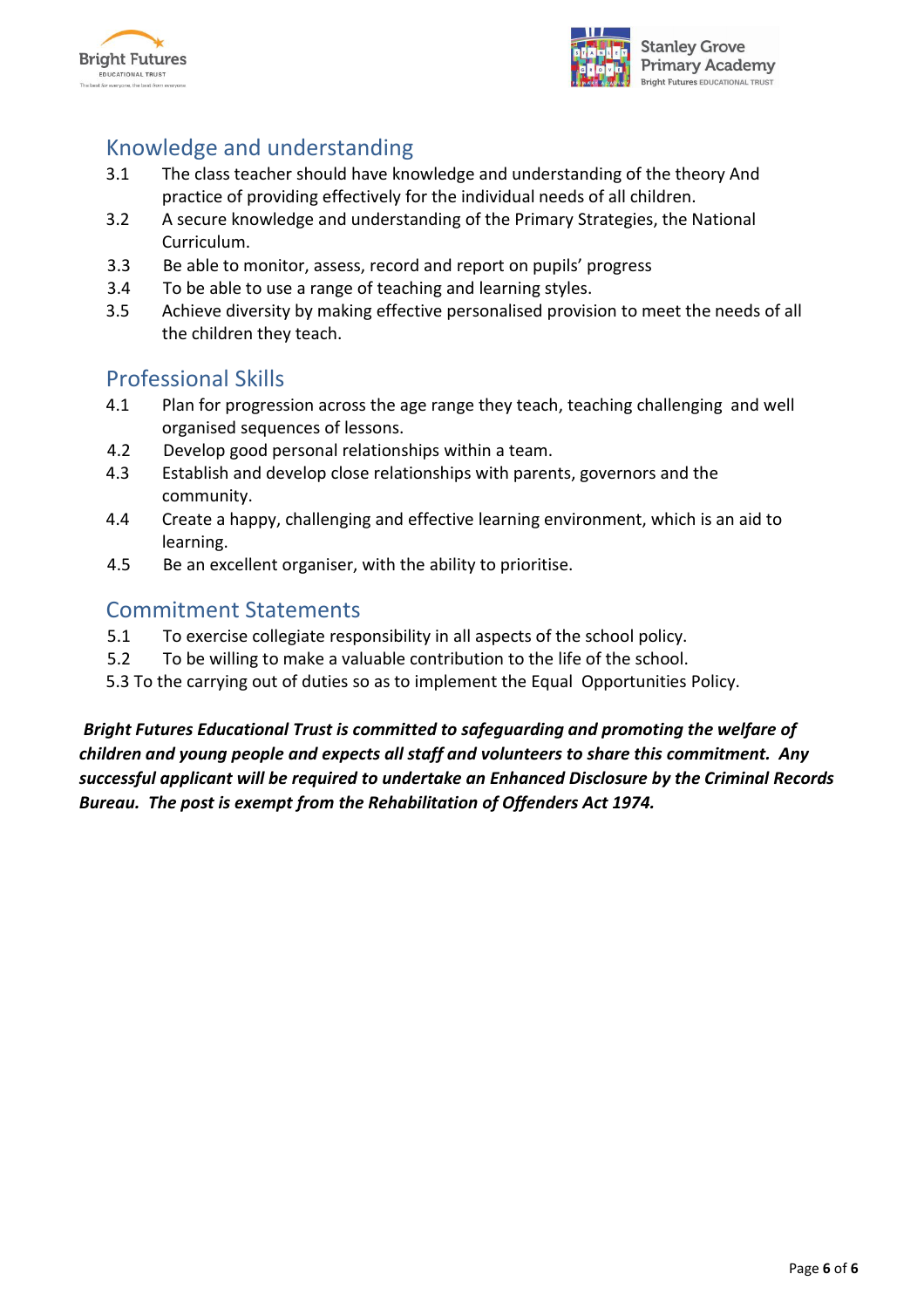## Knowledge and understanding

3.1 The class teacher should have knowledge and understanding of the theory And practice of providing effectively for the individual needs of all children.

3.2 A secure knowledge and understanding of the Primary Strategies, the National Curriculum.

3.3 Be able to monitor, assess, record and report on pupils' progress

3.4 To be able to use a range of teaching and learning styles.

3.5 Achieve diversity by making effective personalised provision to meet the needs of all the children they teach.

## Professional Skills

4.1 Plan for progression across the age range they teach, teaching challenging and well organised sequences of lessons.

4.2 Develop good personal relationships within a team.

4.3 Establish and develop close relationships with parents, governors and the community.

4.4 Create a happy, challenging and effective learning environment, which is an aid to learning.

4.5 Be an excellent organiser, with the ability to prioritise.

## Commitment Statements

5.1 To exercise collegiate responsibility in all aspects of the school policy.

5.2 To be willing to make a valuable contribution to the life of the school.

5.3 To the carrying out of duties so as to implement the Equal Opportunities Policy.

***Bright Futures Educational Trust is committed to safeguarding and promoting the welfare of children and young people and expects all staff and volunteers to share this commitment. Any successful applicant will be required to undertake an Enhanced Disclosure by the Criminal Records Bureau. The post is exempt from the Rehabilitation of Offenders Act 1974.***